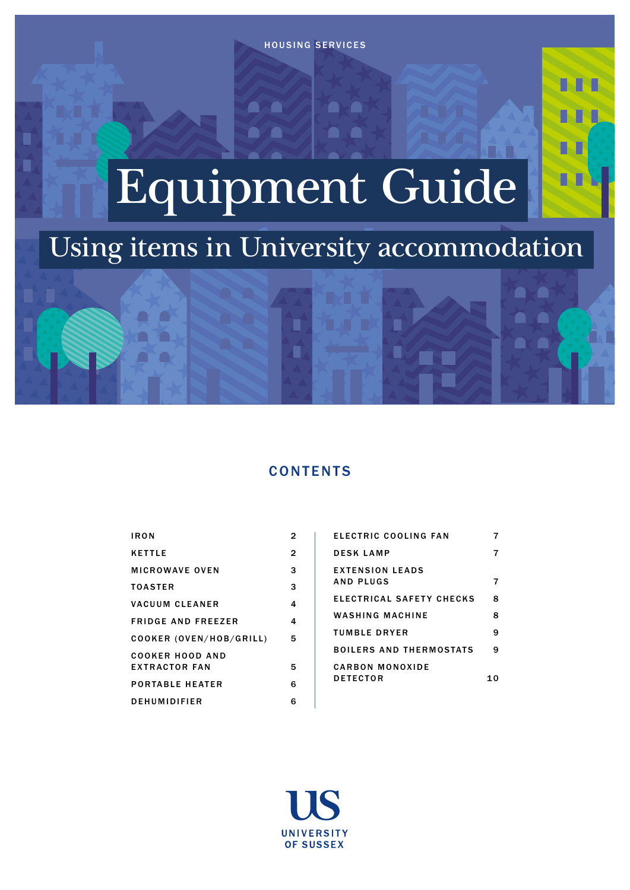HOUSING SERVICES

# Equipment Guide

## Using items in University accommodation

## CONTENTS

| | |
|---|---|
| IRON | 2 |
| KETTLE | 2 |
| MICROWAVE OVEN | 3 |
| TOASTER | 3 |
| VACUUM CLEANER | 4 |
| FRIDGE AND FREEZER | 4 |
| COOKER (OVEN/HOB/GRILL) | 5 |
| COOKER HOOD AND EXTRACTOR FAN | 5 |
| PORTABLE HEATER | 6 |
| DEHUMIDIFIER | 6 |
| ELECTRIC COOLING FAN | 7 |
| DESK LAMP | 7 |
| EXTENSION LEADS AND PLUGS | 7 |
| ELECTRICAL SAFETY CHECKS | 8 |
| WASHING MACHINE | 8 |
| TUMBLE DRYER | 9 |
| BOILERS AND THERMOSTATS | 9 |
| CARBON MONOXIDE DETECTOR | 10 |

UNIVERSITY OF SUSSEX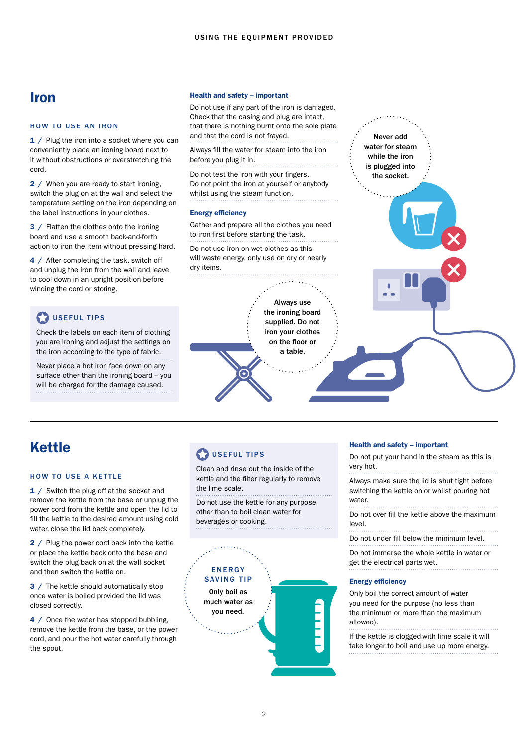# Iron

### HOW TO USE AN IRON

**1** / Plug the iron into a socket where you can conveniently place an ironing board next to it without obstructions or overstretching the cord.

**2** / When you are ready to start ironing, switch the plug on at the wall and select the temperature setting on the iron depending on the label instructions in your clothes.

**3** / Flatten the clothes onto the ironing board and use a smooth back-and-forth action to iron the item without pressing hard.

**4** / After completing the task, switch off and unplug the iron from the wall and leave to cool down in an upright position before winding the cord or storing.

### USEFUL TIPS

Check the labels on each item of clothing you are ironing and adjust the settings on the iron according to the type of fabric.

Never place a hot iron face down on any surface other than the ironing board – you will be charged for the damage caused.

### Health and safety – important

Do not use if any part of the iron is damaged. Check that the casing and plug are intact, that there is nothing burnt onto the sole plate and that the cord is not frayed.

Always fill the water for steam into the iron before you plug it in.

Do not test the iron with your fingers. Do not point the iron at yourself or anybody whilst using the steam function.

### Energy efficiency

Gather and prepare all the clothes you need to iron first before starting the task.

Do not use iron on wet clothes as this will waste energy, only use on dry or nearly dry items.

**Never add water for steam while the iron is plugged into the socket.**

**Always use the ironing board supplied. Do not iron your clothes on the floor or a table.**

# Kettle

### HOW TO USE A KETTLE

**1** / Switch the plug off at the socket and remove the kettle from the base or unplug the power cord from the kettle and open the lid to fill the kettle to the desired amount using cold water, close the lid back completely.

**2** / Plug the power cord back into the kettle or place the kettle back onto the base and switch the plug back on at the wall socket and then switch the kettle on.

**3** / The kettle should automatically stop once water is boiled provided the lid was closed correctly.

**4** / Once the water has stopped bubbling, remove the kettle from the base, or the power cord, and pour the hot water carefully through the spout.

### USEFUL TIPS

Clean and rinse out the inside of the kettle and the filter regularly to remove the lime scale.

Do not use the kettle for any purpose other than to boil clean water for beverages or cooking.

### ENERGY SAVING TIP

**Only boil as much water as you need.**

### Health and safety – important

Do not put your hand in the steam as this is very hot.

Always make sure the lid is shut tight before switching the kettle on or whilst pouring hot water.

Do not over fill the kettle above the maximum level.

Do not under fill below the minimum level.

Do not immerse the whole kettle in water or get the electrical parts wet.

### Energy efficiency

Only boil the correct amount of water you need for the purpose (no less than the minimum or more than the maximum allowed).

If the kettle is clogged with lime scale it will take longer to boil and use up more energy.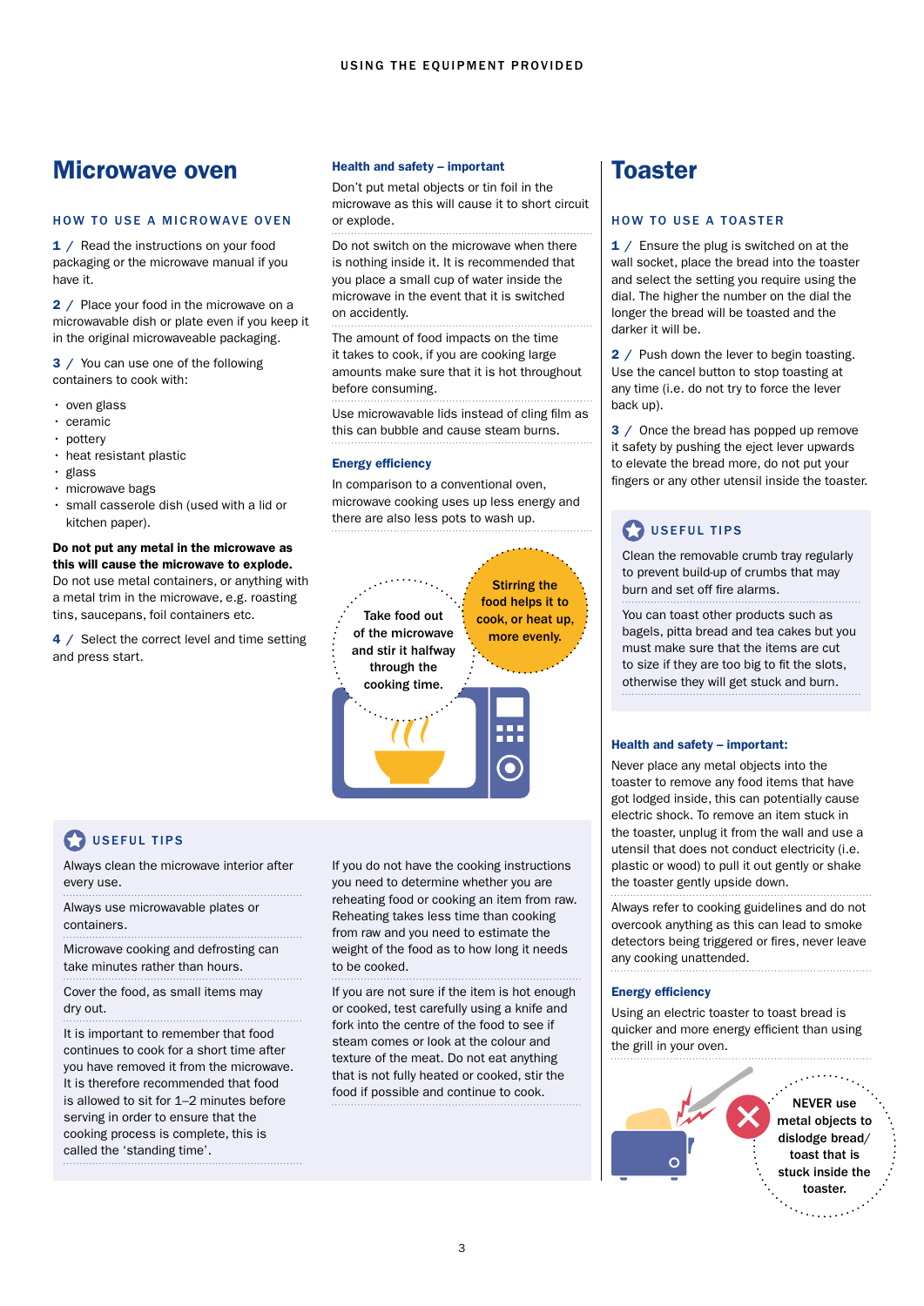# Microwave oven

## HOW TO USE A MICROWAVE OVEN

**1 /** Read the instructions on your food packaging or the microwave manual if you have it.

**2 /** Place your food in the microwave on a microwavable dish or plate even if you keep it in the original microwaveable packaging.

**3 /** You can use one of the following containers to cook with:

- oven glass
- ceramic
- pottery
- heat resistant plastic
- glass
- microwave bags
- small casserole dish (used with a lid or kitchen paper).

**Do not put any metal in the microwave as this will cause the microwave to explode.** Do not use metal containers, or anything with a metal trim in the microwave, e.g. roasting tins, saucepans, foil containers etc.

**4 /** Select the correct level and time setting and press start.

### Health and safety – important

Don't put metal objects or tin foil in the microwave as this will cause it to short circuit or explode.

Do not switch on the microwave when there is nothing inside it. It is recommended that you place a small cup of water inside the microwave in the event that it is switched on accidently.

The amount of food impacts on the time it takes to cook, if you are cooking large amounts make sure that it is hot throughout before consuming.

Use microwavable lids instead of cling film as this can bubble and cause steam burns.

### Energy efficiency

In comparison to a conventional oven, microwave cooking uses up less energy and there are also less pots to wash up.

**Take food out of the microwave and stir it halfway through the cooking time.**

**Stirring the food helps it to cook, or heat up, more evenly.**

### USEFUL TIPS

Always clean the microwave interior after every use.

Always use microwavable plates or containers.

Microwave cooking and defrosting can take minutes rather than hours.

Cover the food, as small items may dry out.

It is important to remember that food continues to cook for a short time after you have removed it from the microwave. It is therefore recommended that food is allowed to sit for 1–2 minutes before serving in order to ensure that the cooking process is complete, this is called the 'standing time'.

If you do not have the cooking instructions you need to determine whether you are reheating food or cooking an item from raw. Reheating takes less time than cooking from raw and you need to estimate the weight of the food as to how long it needs to be cooked.

If you are not sure if the item is hot enough or cooked, test carefully using a knife and fork into the centre of the food to see if steam comes or look at the colour and texture of the meat. Do not eat anything that is not fully heated or cooked, stir the food if possible and continue to cook.

# Toaster

## HOW TO USE A TOASTER

**1 /** Ensure the plug is switched on at the wall socket, place the bread into the toaster and select the setting you require using the dial. The higher the number on the dial the longer the bread will be toasted and the darker it will be.

**2 /** Push down the lever to begin toasting. Use the cancel button to stop toasting at any time (i.e. do not try to force the lever back up).

**3 /** Once the bread has popped up remove it safety by pushing the eject lever upwards to elevate the bread more, do not put your fingers or any other utensil inside the toaster.

### USEFUL TIPS

Clean the removable crumb tray regularly to prevent build-up of crumbs that may burn and set off fire alarms.

You can toast other products such as bagels, pitta bread and tea cakes but you must make sure that the items are cut to size if they are too big to fit the slots, otherwise they will get stuck and burn.

### Health and safety – important:

Never place any metal objects into the toaster to remove any food items that have got lodged inside, this can potentially cause electric shock. To remove an item stuck in the toaster, unplug it from the wall and use a utensil that does not conduct electricity (i.e. plastic or wood) to pull it out gently or shake the toaster gently upside down.

Always refer to cooking guidelines and do not overcook anything as this can lead to smoke detectors being triggered or fires, never leave any cooking unattended.

### Energy efficiency

Using an electric toaster to toast bread is quicker and more energy efficient than using the grill in your oven.

**NEVER use metal objects to dislodge bread/ toast that is stuck inside the toaster.**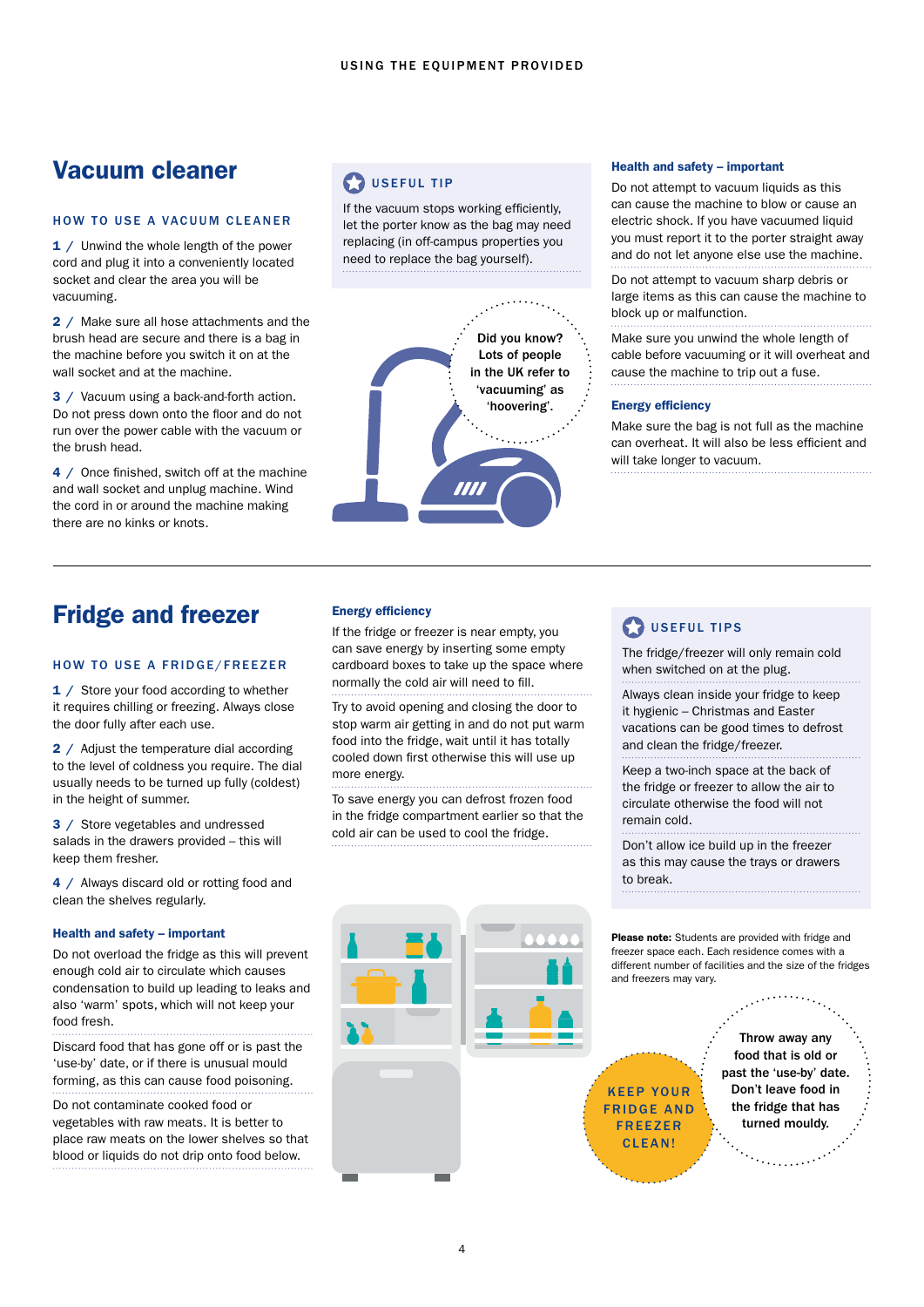# Vacuum cleaner

### HOW TO USE A VACUUM CLEANER

**1** / Unwind the whole length of the power cord and plug it into a conveniently located socket and clear the area you will be vacuuming.

**2** / Make sure all hose attachments and the brush head are secure and there is a bag in the machine before you switch it on at the machine and at the wall socket.

**3** / Vacuum using a back-and-forth action. Do not press down onto the floor and do not run over the power cable with the vacuum or the brush head.

**4** / Once finished, switch off at the machine and wall socket and unplug machine. Wind the cord in or around the machine making there are no kinks or knots.

### USEFUL TIP

If the vacuum stops working efficiently, let the porter know as the bag may need replacing (in off-campus properties you need to replace the bag yourself).

Did you know? Lots of people in the UK refer to 'vacuuming' as 'hoovering'.

### Health and safety – important

Do not attempt to vacuum liquids as this can cause the machine to blow or cause an electric shock. If you have vacuumed liquid you must report it to the porter straight away and do not let anyone else use the machine.

Do not attempt to vacuum sharp debris or large items as this can cause the machine to block up or malfunction.

Make sure you unwind the whole length of cable before vacuuming or it will overheat and cause the machine to trip out a fuse.

### Energy efficiency

Make sure the bag is not full as the machine can overheat. It will also be less efficient and will take longer to vacuum.

# Fridge and freezer

### HOW TO USE A FRIDGE/FREEZER

**1** / Store your food according to whether it requires chilling or freezing. Always close the door fully after each use.

**2** / Adjust the temperature dial according to the level of coldness you require. The dial usually needs to be turned up fully (coldest) in the height of summer.

**3** / Store vegetables and undressed salads in the drawers provided – this will keep them fresher.

**4** / Always discard old or rotting food and clean the shelves regularly.

### Health and safety – important

Do not overload the fridge as this will prevent enough cold air to circulate which causes condensation to build up leading to leaks and also 'warm' spots, which will not keep your food fresh.

Discard food that has gone off or is past the 'use-by' date, or if there is unusual mould forming, as this can cause food poisoning.

Do not contaminate cooked food or vegetables with raw meats. It is better to place raw meats on the lower shelves so that blood or liquids do not drip onto food below.

### Energy efficiency

If the fridge or freezer is near empty, you can save energy by inserting some empty cardboard boxes to take up the space where normally the cold air will need to fill.

Try to avoid opening and closing the door to stop warm air getting in and do not put warm food into the fridge, wait until it has totally cooled down first otherwise this will use up more energy.

To save energy you can defrost frozen food in the fridge compartment earlier so that the cold air can be used to cool the fridge.

### USEFUL TIPS

The fridge/freezer will only remain cold when switched on at the plug.

Always clean inside your fridge to keep it hygienic – Christmas and Easter vacations can be good times to defrost and clean the fridge/freezer.

Keep a two-inch space at the back of the fridge or freezer to allow the air to circulate otherwise the food will not remain cold.

Don't allow ice build up in the freezer as this may cause the trays or drawers to break.

**Please note:** Students are provided with fridge and freezer space each. Each residence comes with a different number of facilities and the size of the fridges and freezers may vary.

KEEP YOUR FRIDGE AND FREEZER CLEAN!

Throw away any food that is old or past the 'use-by' date. Don't leave food in the fridge that has turned mouldy.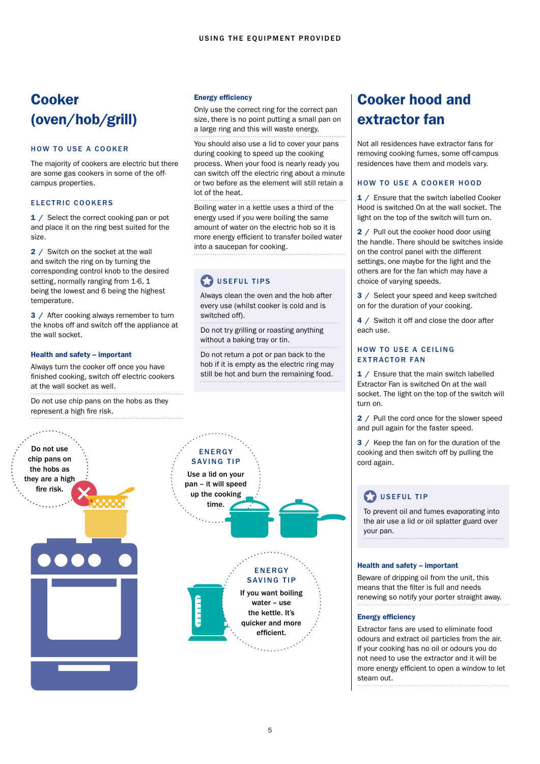# Cooker (oven/hob/grill)

### HOW TO USE A COOKER

The majority of cookers are electric but there are some gas cookers in some of the off-campus properties.

### ELECTRIC COOKERS

**1 /** Select the correct cooking pan or pot and place it on the ring best suited for the size.

**2 /** Switch on the socket at the wall and switch the ring on by turning the corresponding control knob to the desired setting, normally ranging from 1-6, 1 being the lowest and 6 being the highest temperature.

**3 /** After cooking always remember to turn the knobs off and switch off the appliance at the wall socket.

#### Health and safety – important

Always turn the cooker off once you have finished cooking, switch off electric cookers at the wall socket as well.

Do not use chip pans on the hobs as they represent a high fire risk.

Do not use chip pans on the hobs as they are a high fire risk.

#### Energy efficiency

Only use the correct ring for the correct pan size, there is no point putting a small pan on a large ring and this will waste energy.

You should also use a lid to cover your pans during cooking to speed up the cooking process. When your food is nearly ready you can switch off the electric ring about a minute or two before as the element will still retain a lot of the heat.

Boiling water in a kettle uses a third of the energy used if you were boiling the same amount of water on the electric hob so it is more energy efficient to transfer boiled water into a saucepan for cooking.

### USEFUL TIPS

Always clean the oven and the hob after every use (whilst cooker is cold and is switched off).

Do not try grilling or roasting anything without a baking tray or tin.

Do not return a pot or pan back to the hob if it is empty as the electric ring may still be hot and burn the remaining food.

**ENERGY SAVING TIP**

Use a lid on your pan – it will speed up the cooking time.

**ENERGY SAVING TIP**

If you want boiling water – use the kettle. It's quicker and more efficient.

# Cooker hood and extractor fan

Not all residences have extractor fans for removing cooking fumes, some off-campus residences have them and models vary.

### HOW TO USE A COOKER HOOD

**1 /** Ensure that the switch labelled Cooker Hood is switched On at the wall socket. The light on the top of the switch will turn on.

**2 /** Pull out the cooker hood door using the handle. There should be switches inside on the control panel with the different settings, one maybe for the light and the others are for the fan which may have a choice of varying speeds.

**3 /** Select your speed and keep switched on for the duration of your cooking.

**4 /** Switch it off and close the door after each use.

### HOW TO USE A CEILING EXTRACTOR FAN

**1 /** Ensure that the main switch labelled Extractor Fan is switched On at the wall socket. The light on the top of the switch will turn on.

**2 /** Pull the cord once for the slower speed and pull again for the faster speed.

**3 /** Keep the fan on for the duration of the cooking and then switch off by pulling the cord again.

### USEFUL TIP

To prevent oil and fumes evaporating into the air use a lid or oil splatter guard over your pan.

#### Health and safety – important

Beware of dripping oil from the unit, this means that the filter is full and needs renewing so notify your porter straight away.

#### Energy efficiency

Extractor fans are used to eliminate food odours and extract oil particles from the air. If your cooking has no oil or odours you do not need to use the extractor and it will be more energy efficient to open a window to let steam out.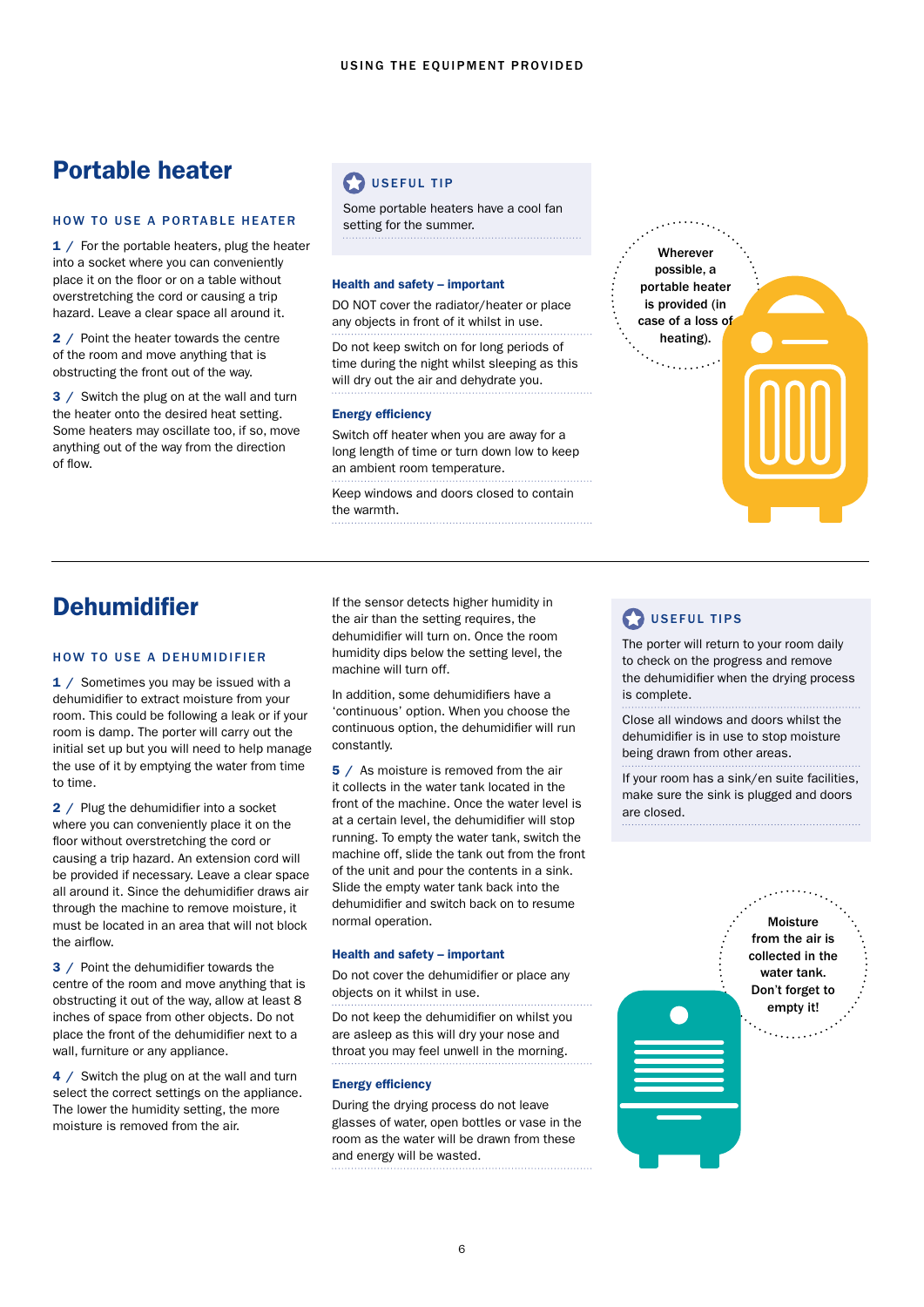## Portable heater

### HOW TO USE A PORTABLE HEATER

**1** / For the portable heaters, plug the heater into a socket where you can conveniently place it on the floor or on a table without overstretching the cord or causing a trip hazard. Leave a clear space all around it.

**2** / Point the heater towards the centre of the room and move anything that is obstructing the front out of the way.

**3** / Switch the plug on at the wall and turn the heater onto the desired heat setting. Some heaters may oscillate too, if so, move anything out of the way from the direction of flow.

**USEFUL TIP**

Some portable heaters have a cool fan setting for the summer.

**Health and safety – important**

DO NOT cover the radiator/heater or place any objects in front of it whilst in use.

Do not keep switch on for long periods of time during the night whilst sleeping as this will dry out the air and dehydrate you.

**Energy efficiency**

Switch off heater when you are away for a long length of time or turn down low to keep an ambient room temperature.

Keep windows and doors closed to contain the warmth.

**Wherever possible, a portable heater is provided (in case of a loss of heating).**

## Dehumidifier

### HOW TO USE A DEHUMIDIFIER

**1** / Sometimes you may be issued with a dehumidifier to extract moisture from your room. This could be following a leak or if your room is damp. The porter will carry out the initial set up but you will need to help manage the use of it by emptying the water from time to time.

**2** / Plug the dehumidifier into a socket where you can conveniently place it on the floor without overstretching the cord or causing a trip hazard. An extension cord will be provided if necessary. Leave a clear space all around it. Since the dehumidifier draws air through the machine to remove moisture, it must be located in an area that will not block the airflow.

**3** / Point the dehumidifier towards the centre of the room and move anything that is obstructing it out of the way, allow at least 8 inches of space from other objects. Do not place the front of the dehumidifier next to a wall, furniture or any appliance.

**4** / Switch the plug on at the wall and turn select the correct settings on the appliance. The lower the humidity setting, the more moisture is removed from the air.

If the sensor detects higher humidity in the air than the setting requires, the dehumidifier will turn on. Once the room humidity dips below the setting level, the machine will turn off.

In addition, some dehumidifiers have a 'continuous' option. When you choose the continuous option, the dehumidifier will run constantly.

**5** / As moisture is removed from the air it collects in the water tank located in the front of the machine. Once the water level is at a certain level, the dehumidifier will stop running. To empty the water tank, switch the machine off, slide the tank out from the front of the unit and pour the contents in a sink. Slide the empty water tank back into the dehumidifier and switch back on to resume normal operation.

**Health and safety – important**

Do not cover the dehumidifier or place any objects on it whilst in use.

Do not keep the dehumidifier on whilst you are asleep as this will dry your nose and throat you may feel unwell in the morning.

**Energy efficiency**

During the drying process do not leave glasses of water, open bottles or vase in the room as the water will be drawn from these and energy will be wasted.

**USEFUL TIPS**

The porter will return to your room daily to check on the progress and remove the dehumidifier when the drying process is complete.

Close all windows and doors whilst the dehumidifier is in use to stop moisture being drawn from other areas.

If your room has a sink/en suite facilities, make sure the sink is plugged and doors are closed.

**Moisture from the air is collected in the water tank. Don't forget to empty it!**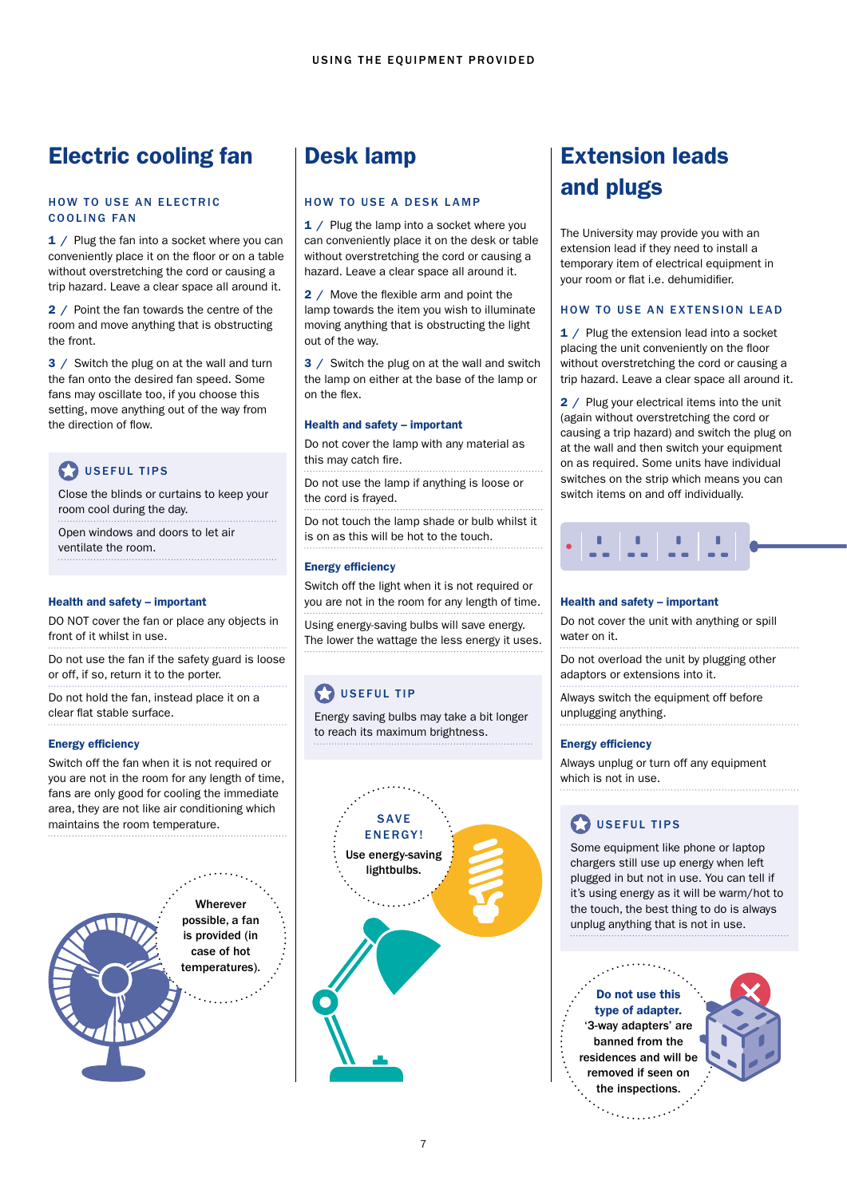USING THE EQUIPMENT PROVIDED

## Electric cooling fan

### HOW TO USE AN ELECTRIC COOLING FAN

**1** / Plug the fan into a socket where you can conveniently place it on the floor or on a table without overstretching the cord or causing a trip hazard. Leave a clear space all around it.

**2** / Point the fan towards the centre of the room and move anything that is obstructing the front.

**3** / Switch the plug on at the wall and turn the fan onto the desired fan speed. Some fans may oscillate too, if you choose this setting, move anything out of the way from the direction of flow.

### USEFUL TIPS

Close the blinds or curtains to keep your room cool during the day.

Open windows and doors to let air ventilate the room.

### Health and safety – important

DO NOT cover the fan or place any objects in front of it whilst in use.

Do not use the fan if the safety guard is loose or off, if so, return it to the porter.

Do not hold the fan, instead place it on a clear flat stable surface.

### Energy efficiency

Switch off the fan when it is not required or you are not in the room for any length of time, fans are only good for cooling the immediate area, they are not like air conditioning which maintains the room temperature.

Wherever possible, a fan is provided (in case of hot temperatures).

## Desk lamp

### HOW TO USE A DESK LAMP

**1** / Plug the lamp into a socket where you can conveniently place it on the desk or table without overstretching the cord or causing a hazard. Leave a clear space all around it.

**2** / Move the flexible arm and point the lamp towards the item you wish to illuminate moving anything that is obstructing the light out of the way.

**3** / Switch the plug on at the wall and switch the lamp on either at the base of the lamp or on the flex.

### Health and safety – important

Do not cover the lamp with any material as this may catch fire.

Do not use the lamp if anything is loose or the cord is frayed.

Do not touch the lamp shade or bulb whilst it is on as this will be hot to the touch.

### Energy efficiency

Switch off the light when it is not required or you are not in the room for any length of time.

Using energy-saving bulbs will save energy. The lower the wattage the less energy it uses.

### USEFUL TIP

Energy saving bulbs may take a bit longer to reach its maximum brightness.

SAVE ENERGY! Use energy-saving lightbulbs.

## Extension leads and plugs

The University may provide you with an extension lead if they need to install a temporary item of electrical equipment in your room or flat i.e. dehumidifier.

### HOW TO USE AN EXTENSION LEAD

**1** / Plug the extension lead into a socket placing the unit conveniently on the floor without overstretching the cord or causing a trip hazard. Leave a clear space all around it.

**2** / Plug your electrical items into the unit (again without overstretching the cord or causing a trip hazard) and switch the plug on at the wall and then switch your equipment on as required. Some units have individual switches on the strip which means you can switch items on and off individually.

### Health and safety – important

Do not cover the unit with anything or spill water on it.

Do not overload the unit by plugging other adaptors or extensions into it.

Always switch the equipment off before unplugging anything.

### Energy efficiency

Always unplug or turn off any equipment which is not in use.

### USEFUL TIPS

Some equipment like phone or laptop chargers still use up energy when left plugged in but not in use. You can tell if it's using energy as it will be warm/hot to the touch, the best thing to do is always unplug anything that is not in use.

**Do not use this type of adapter.** '3-way adapters' are banned from the residences and will be removed if seen on the inspections.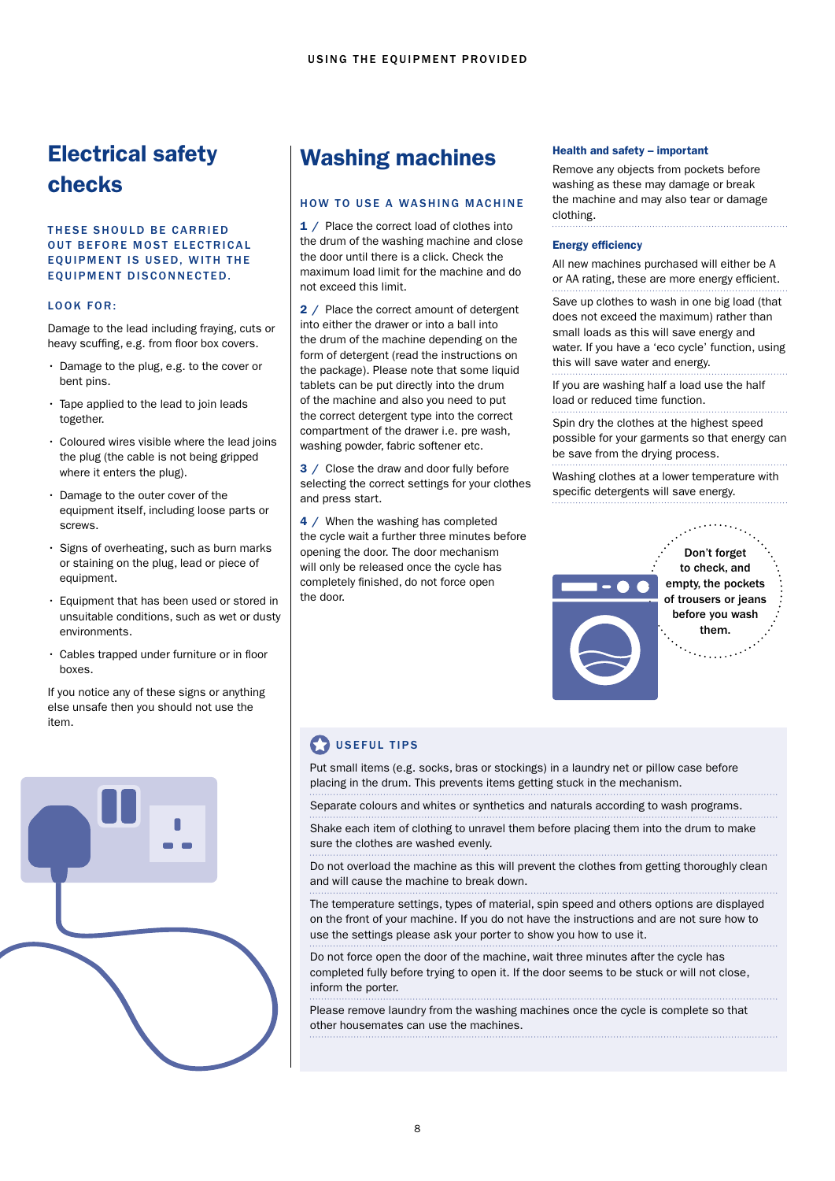# Electrical safety checks

**THESE SHOULD BE CARRIED OUT BEFORE MOST ELECTRICAL EQUIPMENT IS USED, WITH THE EQUIPMENT DISCONNECTED.**

### LOOK FOR:

Damage to the lead including fraying, cuts or heavy scuffing, e.g. from floor box covers.

- Damage to the plug, e.g. to the cover or bent pins.
- Tape applied to the lead to join leads together.
- Coloured wires visible where the lead joins the plug (the cable is not being gripped where it enters the plug).
- Damage to the outer cover of the equipment itself, including loose parts or screws.
- Signs of overheating, such as burn marks or staining on the plug, lead or piece of equipment.
- Equipment that has been used or stored in unsuitable conditions, such as wet or dusty environments.
- Cables trapped under furniture or in floor boxes.

If you notice any of these signs or anything else unsafe then you should not use the item.

# Washing machines

### HOW TO USE A WASHING MACHINE

**1** / Place the correct load of clothes into the drum of the washing machine and close the door until there is a click. Check the maximum load limit for the machine and do not exceed this limit.

**2** / Place the correct amount of detergent into either the drawer or into a ball into the drum of the machine depending on the form of detergent (read the instructions on the package). Please note that some liquid tablets can be put directly into the drum of the machine and also you need to put the correct detergent type into the correct compartment of the drawer i.e. pre wash, washing powder, fabric softener etc.

**3** / Close the draw and door fully before selecting the correct settings for your clothes and press start.

**4** / When the washing has completed the cycle wait a further three minutes before opening the door. The door mechanism will only be released once the cycle has completely finished, do not force open the door.

### Health and safety – important

Remove any objects from pockets before washing as these may damage or break the machine and may also tear or damage clothing.

### Energy efficiency

All new machines purchased will either be A or AA rating, these are more energy efficient.

Save up clothes to wash in one big load (that does not exceed the maximum) rather than small loads as this will save energy and water. If you have a 'eco cycle' function, using this will save water and energy.

If you are washing half a load use the half load or reduced time function.

Spin dry the clothes at the highest speed possible for your garments so that energy can be save from the drying process.

Washing clothes at a lower temperature with specific detergents will save energy.

**Don't forget to check, and empty, the pockets of trousers or jeans before you wash them.**

### USEFUL TIPS

Put small items (e.g. socks, bras or stockings) in a laundry net or pillow case before placing in the drum. This prevents items getting stuck in the mechanism.

Separate colours and whites or synthetics and naturals according to wash programs.

Shake each item of clothing to unravel them before placing them into the drum to make sure the clothes are washed evenly.

Do not overload the machine as this will prevent the clothes from getting thoroughly clean and will cause the machine to break down.

The temperature settings, types of material, spin speed and others options are displayed on the front of your machine. If you do not have the instructions and are not sure how to use the settings please ask your porter to show you how to use it.

Do not force open the door of the machine, wait three minutes after the cycle has completed fully before trying to open it. If the door seems to be stuck or will not close, inform the porter.

Please remove laundry from the washing machines once the cycle is complete so that other housemates can use the machines.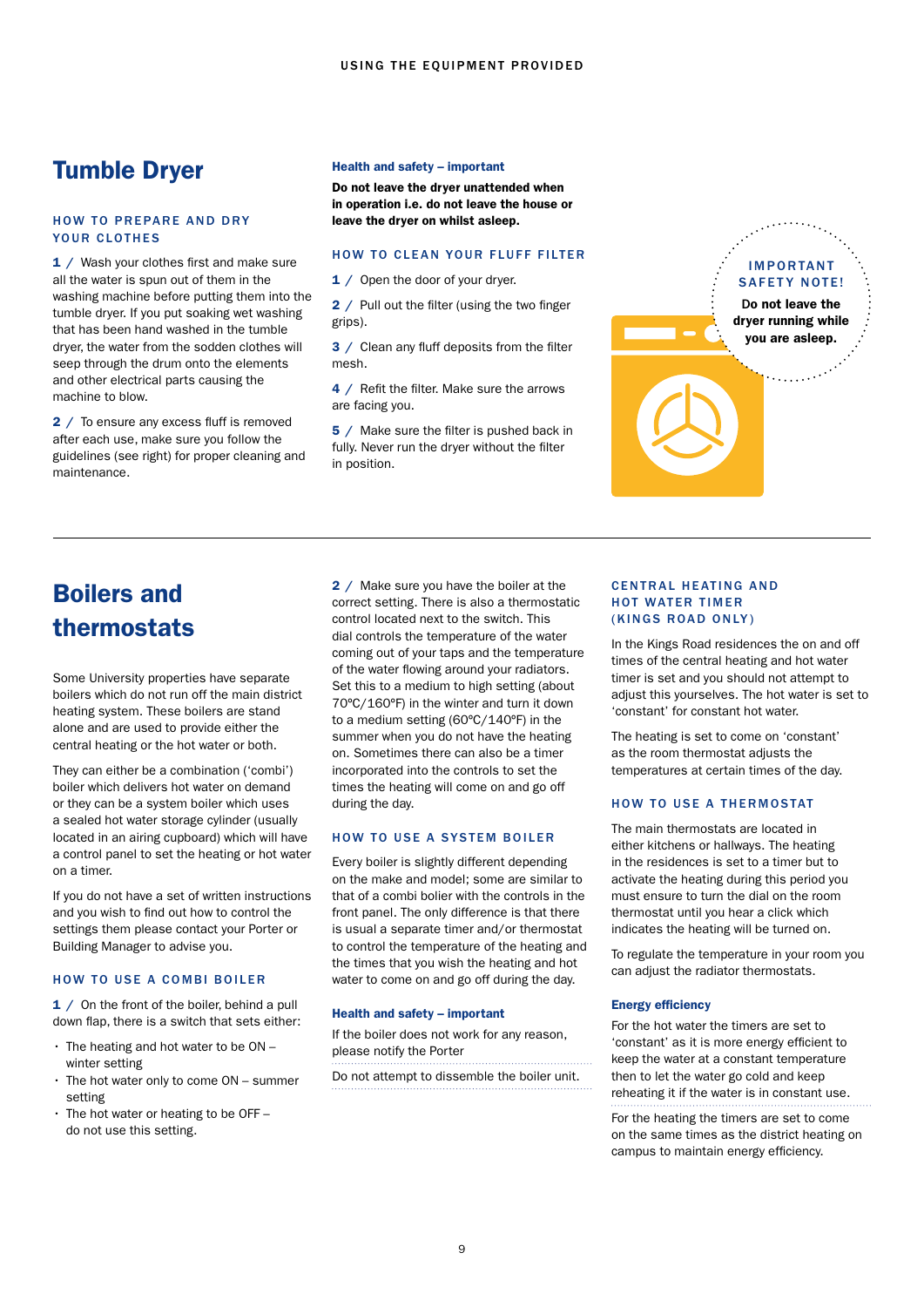## Tumble Dryer

### HOW TO PREPARE AND DRY YOUR CLOTHES

**1** / Wash your clothes first and make sure all the water is spun out of them in the washing machine before putting them into the tumble dryer. If you put soaking wet washing that has been hand washed in the tumble dryer, the water from the sodden clothes will seep through the drum onto the elements and other electrical parts causing the machine to blow.

**2** / To ensure any excess fluff is removed after each use, make sure you follow the guidelines (see right) for proper cleaning and maintenance.

**Health and safety – important**

**Do not leave the dryer unattended when in operation i.e. do not leave the house or leave the dryer on whilst asleep.**

### HOW TO CLEAN YOUR FLUFF FILTER

**1** / Open the door of your dryer.

**2** / Pull out the filter (using the two finger grips).

**3** / Clean any fluff deposits from the filter mesh.

**4** / Refit the filter. Make sure the arrows are facing you.

**5** / Make sure the filter is pushed back in fully. Never run the dryer without the filter in position.

**IMPORTANT SAFETY NOTE!**

**Do not leave the dryer running while you are asleep.**

---

## Boilers and thermostats

Some University properties have separate boilers which do not run off the main district heating system. These boilers are stand alone and are used to provide either the central heating or the hot water or both.

They can either be a combination ('combi') boiler which delivers hot water on demand or they can be a system boiler which uses a sealed hot water storage cylinder (usually located in an airing cupboard) which will have a control panel to set the heating or hot water on a timer.

If you do not have a set of written instructions and you wish to find out how to control the settings them please contact your Porter or Building Manager to advise you.

### HOW TO USE A COMBI BOILER

**1** / On the front of the boiler, behind a pull down flap, there is a switch that sets either:

- The heating and hot water to be ON – winter setting
- The hot water only to come ON – summer setting
- The hot water or heating to be OFF – do not use this setting.

**2** / Make sure you have the boiler at the correct setting. There is also a thermostatic control located next to the switch. This dial controls the temperature of the water coming out of your taps and the temperature of the water flowing around your radiators. Set this to a medium to high setting (about 70°C/160°F) in the winter and turn it down to a medium setting (60°C/140°F) in the summer when you do not have the heating on. Sometimes there can also be a timer incorporated into the controls to set the times the heating will come on and go off during the day.

### HOW TO USE A SYSTEM BOILER

Every boiler is slightly different depending on the make and model; some are similar to that of a combi bolier with the controls in the front panel. The only difference is that there is usual a separate timer and/or thermostat to control the temperature of the heating and the times that you wish the heating and hot water to come on and go off during the day.

**Health and safety – important**

If the boiler does not work for any reason, please notify the Porter

Do not attempt to dissemble the boiler unit.

### CENTRAL HEATING AND HOT WATER TIMER (KINGS ROAD ONLY)

In the Kings Road residences the on and off times of the central heating and hot water timer is set and you should not attempt to adjust this yourselves. The hot water is set to 'constant' for constant hot water.

The heating is set to come on 'constant' as the room thermostat adjusts the temperatures at certain times of the day.

### HOW TO USE A THERMOSTAT

The main thermostats are located in either kitchens or hallways. The heating in the residences is set to a timer but to activate the heating during this period you must ensure to turn the dial on the room thermostat until you hear a click which indicates the heating will be turned on.

To regulate the temperature in your room you can adjust the radiator thermostats.

**Energy efficiency**

For the hot water the timers are set to 'constant' as it is more energy efficient to keep the water at a constant temperature then to let the water go cold and keep reheating it if the water is in constant use.

For the heating the timers are set to come on the same times as the district heating on campus to maintain energy efficiency.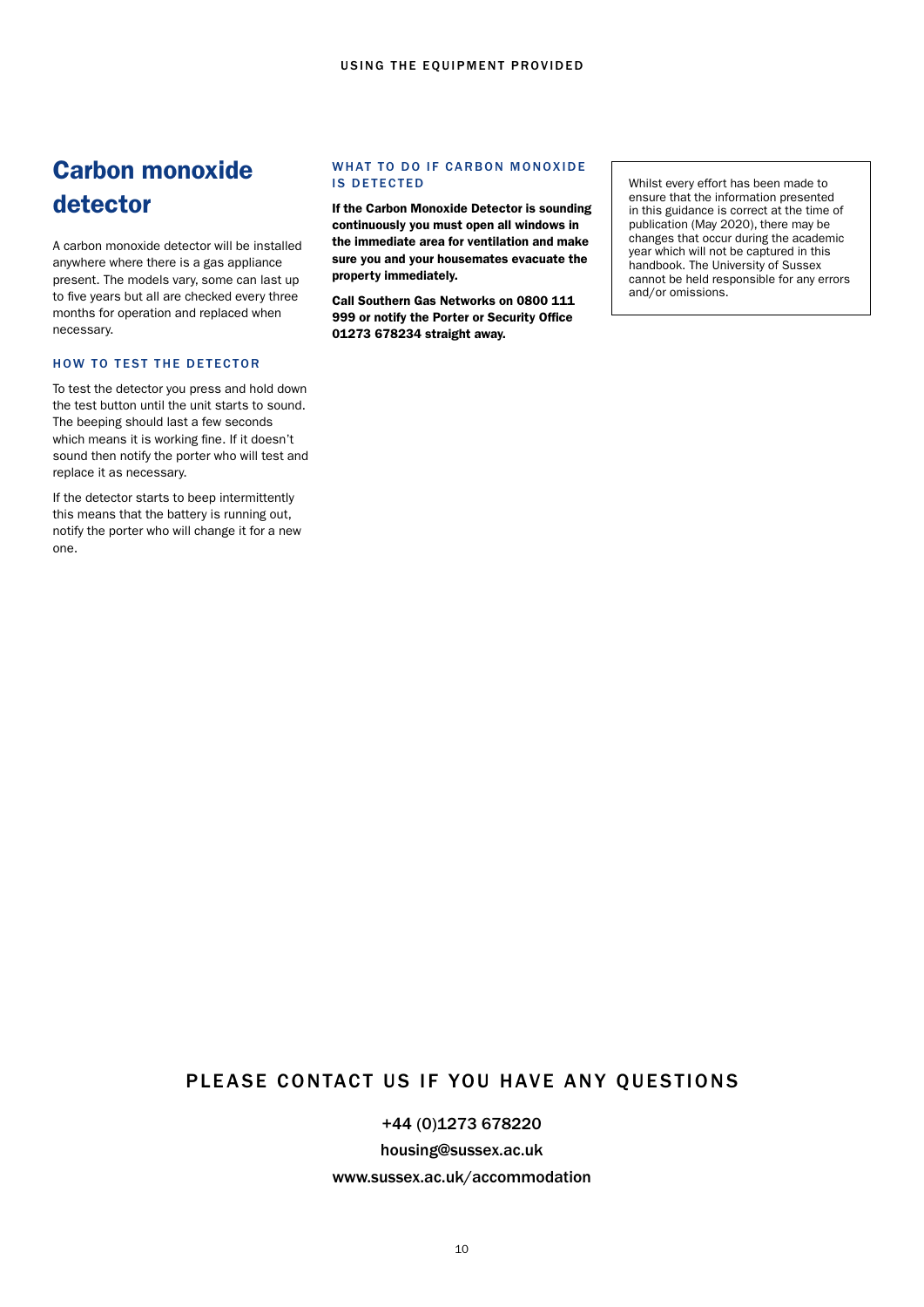# Carbon monoxide detector

A carbon monoxide detector will be installed anywhere where there is a gas appliance present. The models vary, some can last up to five years but all are checked every three months for operation and replaced when necessary.

### HOW TO TEST THE DETECTOR

To test the detector you press and hold down the test button until the unit starts to sound. The beeping should last a few seconds which means it is working fine. If it doesn't sound then notify the porter who will test and replace it as necessary.

If the detector starts to beep intermittently this means that the battery is running out, notify the porter who will change it for a new one.

### WHAT TO DO IF CARBON MONOXIDE IS DETECTED

**If the Carbon Monoxide Detector is sounding continuously you must open all windows in the immediate area for ventilation and make sure you and your housemates evacuate the property immediately.**

**Call Southern Gas Networks on 0800 111 999 or notify the Porter or Security Office 01273 678234 straight away.**

Whilst every effort has been made to ensure that the information presented in this guidance is correct at the time of publication (May 2020), there may be changes that occur during the academic year which will not be captured in this handbook. The University of Sussex cannot be held responsible for any errors and/or omissions.

## PLEASE CONTACT US IF YOU HAVE ANY QUESTIONS

+44 (0)1273 678220

housing@sussex.ac.uk

www.sussex.ac.uk/accommodation